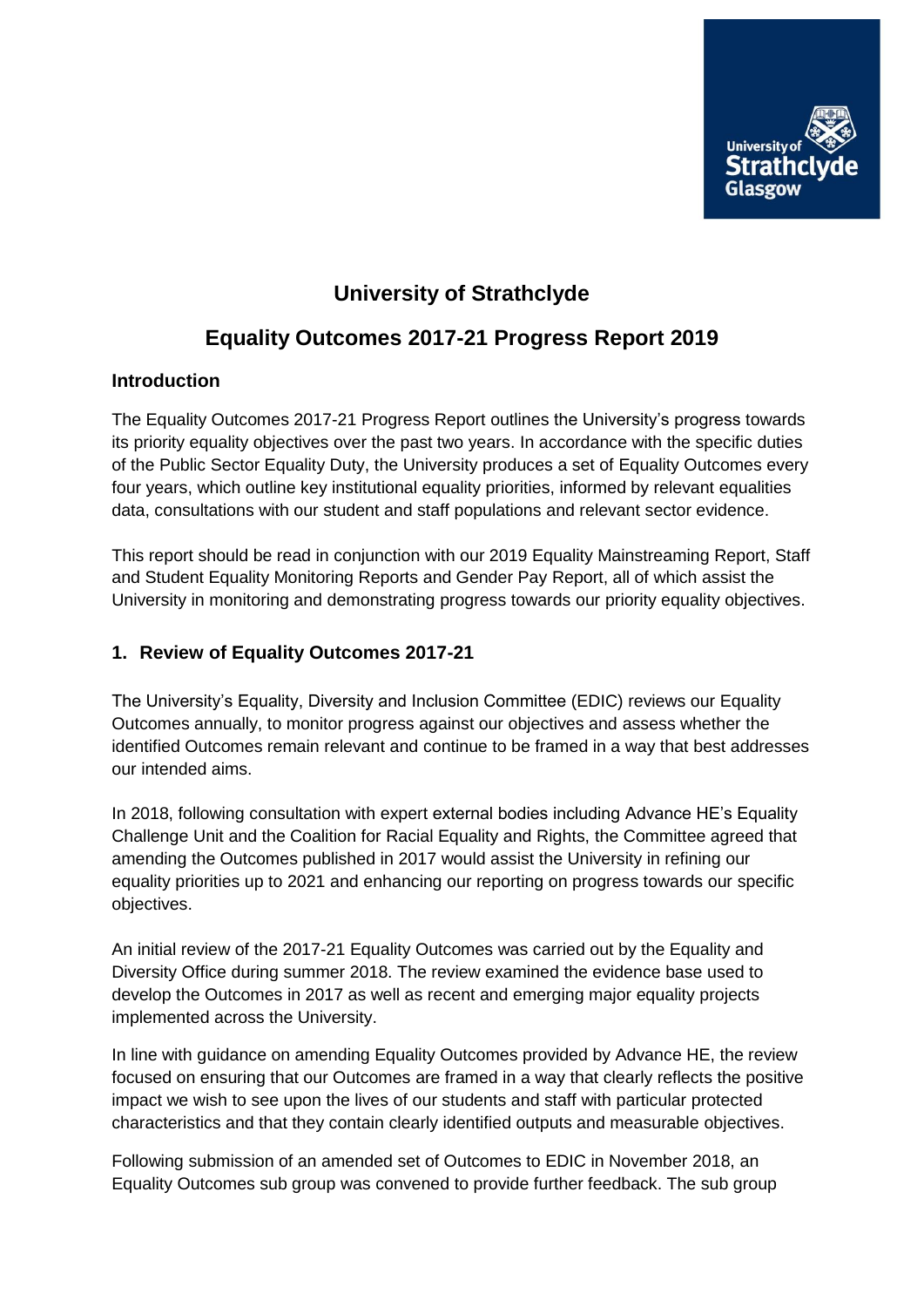# University of Strathclyde

## Equality Outcomes 2017-21 Progress Report 2019

### Introduction

The Equality Outcomes 2017-21 Progress Report outlines the University's progress towards its priority equality objectives over the past two years. In accordance with the specific duties of the Public Sector Equality Duty, the University produces a set of Equality Outcomes every four years, which outline key institutional equality priorities, informed by relevant equalities data, consultations with our student and staff populations and relevant sector evidence.

This report should be read in conjunction with our 2019 Equality Mainstreaming Report, Staff and Student Equality Monitoring Reports and Gender Pay Report, all of which assist the University in monitoring and demonstrating progress towards our priority equality objectives.

### 1. Review of Equality Outcomes 2017-21

The University's Equality, Diversity and Inclusion Committee (EDIC) reviews our Equality Outcomes annually, to monitor progress against our objectives and assess whether the identified Outcomes remain relevant and continue to be framed in a way that best addresses our intended aims.

In 2018, following consultation with expert external bodies including Advance HE's Equality Challenge Unit and the Coalition for Racial Equality and Rights, the Committee agreed that amending the Outcomes published in 2017 would assist the University in refining our equality priorities up to 2021 and enhancing our reporting on progress towards our specific objectives.

An initial review of the 2017-21 Equality Outcomes was carried out by the Equality and Diversity Office during summer 2018. The review examined the evidence base used to develop the Outcomes in 2017 as well as recent and emerging major equality projects implemented across the University.

In line with guidance on amending Equality Outcomes provided by Advance HE, the review focused on ensuring that our Outcomes are framed in a way that clearly reflects the positive impact we wish to see upon the lives of our students and staff with particular protected characteristics and that they contain clearly identified outputs and measurable objectives.

Following submission of an amended set of Outcomes to EDIC in November 2018, an Equality Outcomes sub group was convened to provide further feedback. The sub group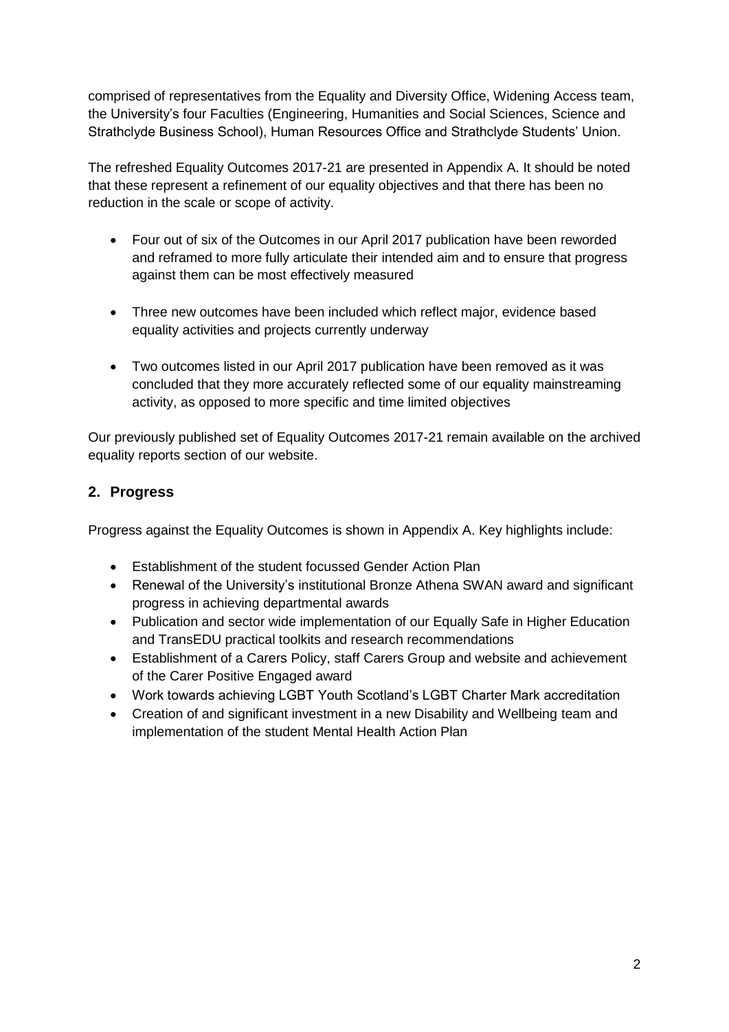comprised of representatives from the Equality and Diversity Office, Widening Access team, the University's four Faculties (Engineering, Humanities and Social Sciences, Science and Strathclyde Business School), Human Resources Office and Strathclyde Students' Union.

The refreshed Equality Outcomes 2017-21 are presented in Appendix A. It should be noted that these represent a refinement of our equality objectives and that there has been no reduction in the scale or scope of activity.

- Four out of six of the Outcomes in our April 2017 publication have been reworded and reframed to more fully articulate their intended aim and to ensure that progress against them can be most effectively measured
- Three new outcomes have been included which reflect major, evidence based equality activities and projects currently underway
- Two outcomes listed in our April 2017 publication have been removed as it was concluded that they more accurately reflected some of our equality mainstreaming activity, as opposed to more specific and time limited objectives

Our previously published set of Equality Outcomes 2017-21 remain available on the archived equality reports section of our website.

## 2. Progress

Progress against the Equality Outcomes is shown in Appendix A. Key highlights include:

- Establishment of the student focussed Gender Action Plan
- Renewal of the University's institutional Bronze Athena SWAN award and significant progress in achieving departmental awards
- Publication and sector wide implementation of our Equally Safe in Higher Education and TransEDU practical toolkits and research recommendations
- Establishment of a Carers Policy, staff Carers Group and website and achievement of the Carer Positive Engaged award
- Work towards achieving LGBT Youth Scotland's LGBT Charter Mark accreditation
- Creation of and significant investment in a new Disability and Wellbeing team and implementation of the student Mental Health Action Plan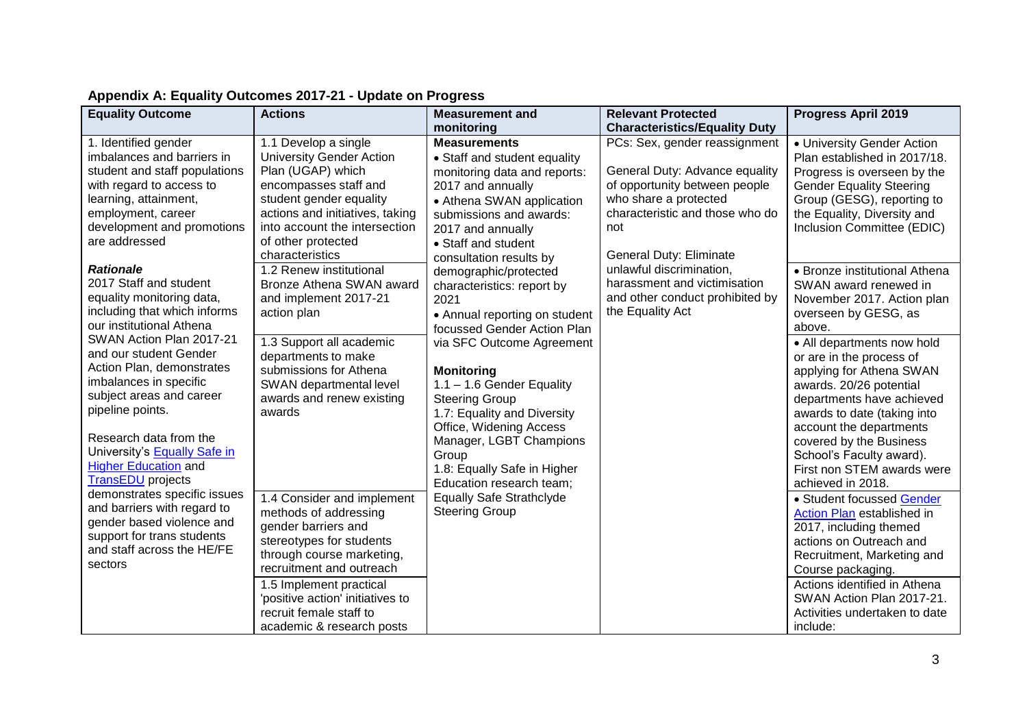**Appendix A: Equality Outcomes 2017-21 - Update on Progress**

| Equality Outcome | Actions | Measurement and monitoring | Relevant Protected Characteristics/Equality Duty | Progress April 2019 |
|---|---|---|---|---|
| 1. Identified gender imbalances and barriers in student and staff populations with regard to access to learning, attainment, employment, career development and promotions are addressed<br><br>***Rationale***<br>2017 Staff and student equality monitoring data, including that which informs our institutional Athena SWAN Action Plan 2017-21 and our student Gender Action Plan, demonstrates imbalances in specific subject areas and career pipeline points.<br><br>Research data from the University's [Equally Safe in Higher Education]() and [TransEDU]() projects demonstrates specific issues and barriers with regard to gender based violence and support for trans students and staff across the HE/FE sectors | 1.1 Develop a single University Gender Action Plan (UGAP) which encompasses staff and student gender equality actions and initiatives, taking into account the intersection of other protected characteristics | **Measurements**<br>• Staff and student equality monitoring data and reports: 2017 and annually<br>• Athena SWAN application submissions and awards: 2017 and annually<br>• Staff and student consultation results by demographic/protected characteristics: report by 2021<br>• Annual reporting on student focussed Gender Action Plan via SFC Outcome Agreement<br><br>**Monitoring**<br>1.1 – 1.6 Gender Equality Steering Group<br>1.7: Equality and Diversity Office, Widening Access Manager, LGBT Champions Group<br>1.8: Equally Safe in Higher Education research team; Equally Safe Strathclyde Steering Group | PCs: Sex, gender reassignment<br><br>General Duty: Advance equality of opportunity between people who share a protected characteristic and those who do not<br><br>General Duty: Eliminate unlawful discrimination, harassment and victimisation and other conduct prohibited by the Equality Act | • University Gender Action Plan established in 2017/18. Progress is overseen by the Gender Equality Steering Group (GESG), reporting to the Equality, Diversity and Inclusion Committee (EDIC) |
| | 1.2 Renew institutional Bronze Athena SWAN award and implement 2017-21 action plan | | | • Bronze institutional Athena SWAN award renewed in November 2017. Action plan overseen by GESG, as above. |
| | 1.3 Support all academic departments to make submissions for Athena SWAN departmental level awards and renew existing awards | | | • All departments now hold or are in the process of applying for Athena SWAN awards. 20/26 potential departments have achieved awards to date (taking into account the departments covered by the Business School's Faculty award). First non STEM awards were achieved in 2018. |
| | 1.4 Consider and implement methods of addressing gender barriers and stereotypes for students through course marketing, recruitment and outreach | | | • Student focussed [Gender Action Plan]() established in 2017, including themed actions on Outreach and Recruitment, Marketing and Course packaging. |
| | 1.5 Implement practical 'positive action' initiatives to recruit female staff to academic & research posts | | | Actions identified in Athena SWAN Action Plan 2017-21. Activities undertaken to date include: |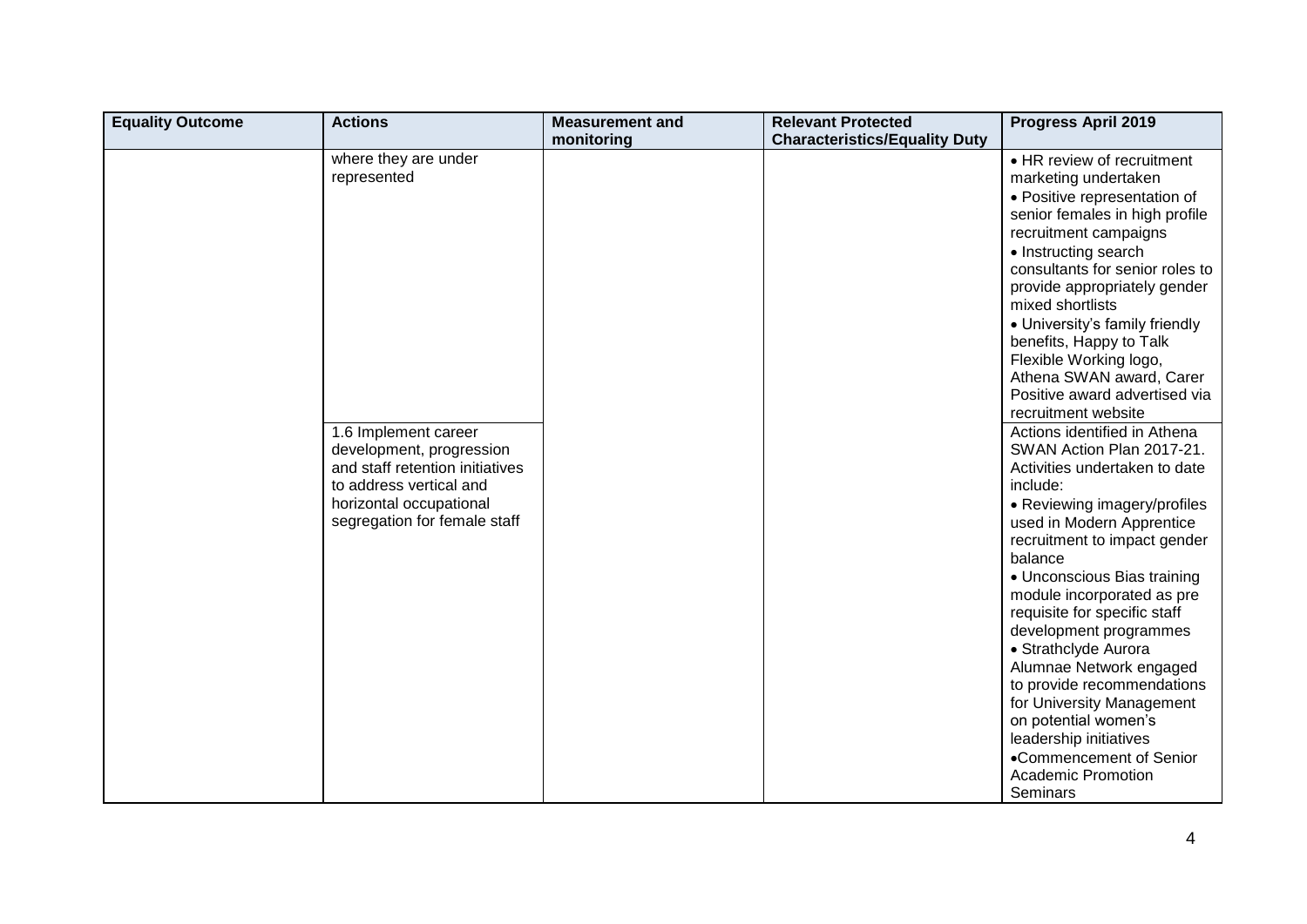| Equality Outcome | Actions | Measurement and monitoring | Relevant Protected Characteristics/Equality Duty | Progress April 2019 |
|---|---|---|---|---|
| | where they are under represented | | | • HR review of recruitment marketing undertaken<br>• Positive representation of senior females in high profile recruitment campaigns<br>• Instructing search consultants for senior roles to provide appropriately gender mixed shortlists<br>• University's family friendly benefits, Happy to Talk Flexible Working logo, Athena SWAN award, Carer Positive award advertised via recruitment website |
| | 1.6 Implement career development, progression and staff retention initiatives to address vertical and horizontal occupational segregation for female staff | | | Actions identified in Athena SWAN Action Plan 2017-21. Activities undertaken to date include:<br>• Reviewing imagery/profiles used in Modern Apprentice recruitment to impact gender balance<br>• Unconscious Bias training module incorporated as pre requisite for specific staff development programmes<br>• Strathclyde Aurora Alumnae Network engaged to provide recommendations for University Management on potential women's leadership initiatives<br>• Commencement of Senior Academic Promotion Seminars |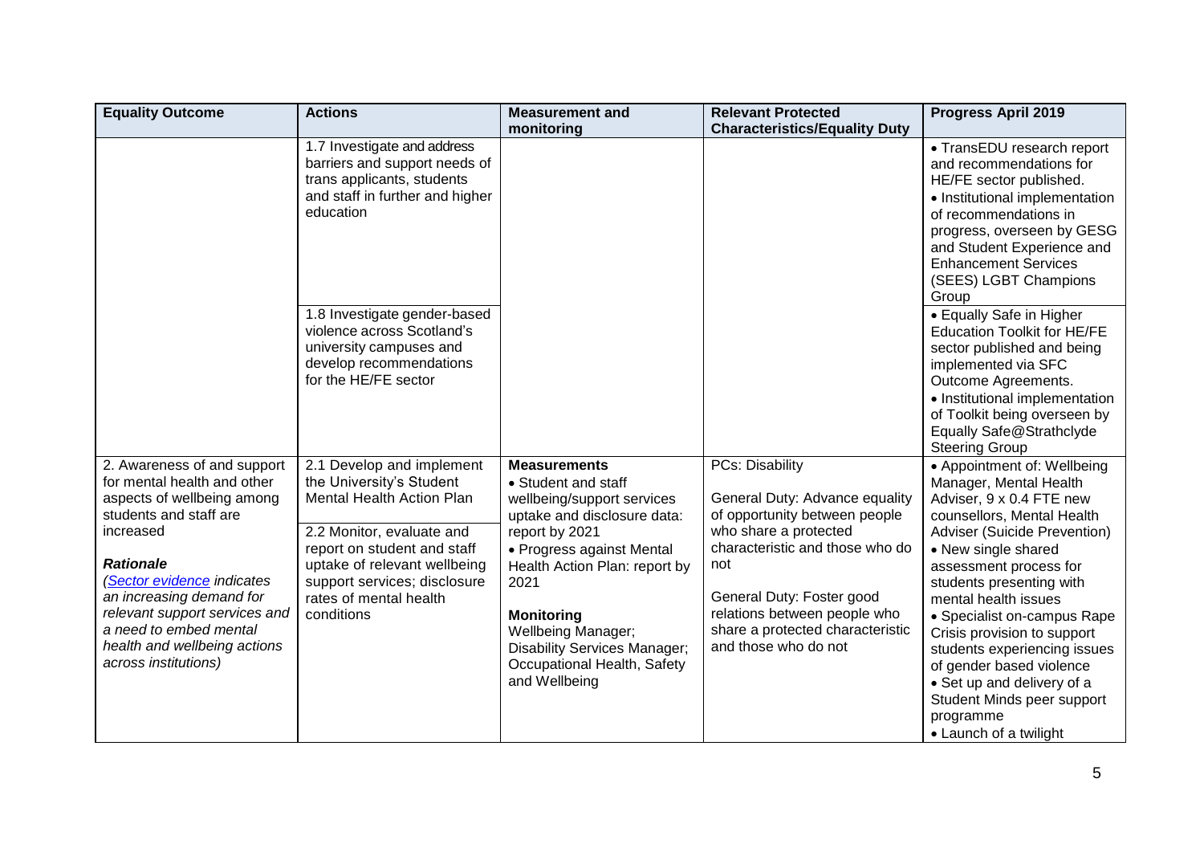| Equality Outcome | Actions | Measurement and monitoring | Relevant Protected Characteristics/Equality Duty | Progress April 2019 |
|---|---|---|---|---|
| | 1.7 Investigate and address barriers and support needs of trans applicants, students and staff in further and higher education | | | • TransEDU research report and recommendations for HE/FE sector published.<br>• Institutional implementation of recommendations in progress, overseen by GESG and Student Experience and Enhancement Services (SEES) LGBT Champions Group |
| | 1.8 Investigate gender-based violence across Scotland's university campuses and develop recommendations for the HE/FE sector | | | • Equally Safe in Higher Education Toolkit for HE/FE sector published and being implemented via SFC Outcome Agreements.<br>• Institutional implementation of Toolkit being overseen by Equally Safe@Strathclyde Steering Group |
| 2. Awareness of and support for mental health and other aspects of wellbeing among students and staff are increased<br><br>***Rationale***<br>*(Sector evidence indicates an increasing demand for relevant support services and a need to embed mental health and wellbeing actions across institutions)* | 2.1 Develop and implement the University's Student Mental Health Action Plan<br><br>2.2 Monitor, evaluate and report on student and staff uptake of relevant wellbeing support services; disclosure rates of mental health conditions | **Measurements**<br>• Student and staff wellbeing/support services uptake and disclosure data: report by 2021<br>• Progress against Mental Health Action Plan: report by 2021<br><br>**Monitoring**<br>Wellbeing Manager; Disability Services Manager; Occupational Health, Safety and Wellbeing | PCs: Disability<br><br>General Duty: Advance equality of opportunity between people who share a protected characteristic and those who do not<br><br>General Duty: Foster good relations between people who share a protected characteristic and those who do not | • Appointment of: Wellbeing Manager, Mental Health Adviser, 9 x 0.4 FTE new counsellors, Mental Health Adviser (Suicide Prevention)<br>• New single shared assessment process for students presenting with mental health issues<br>• Specialist on-campus Rape Crisis provision to support students experiencing issues of gender based violence<br>• Set up and delivery of a Student Minds peer support programme<br>• Launch of a twilight |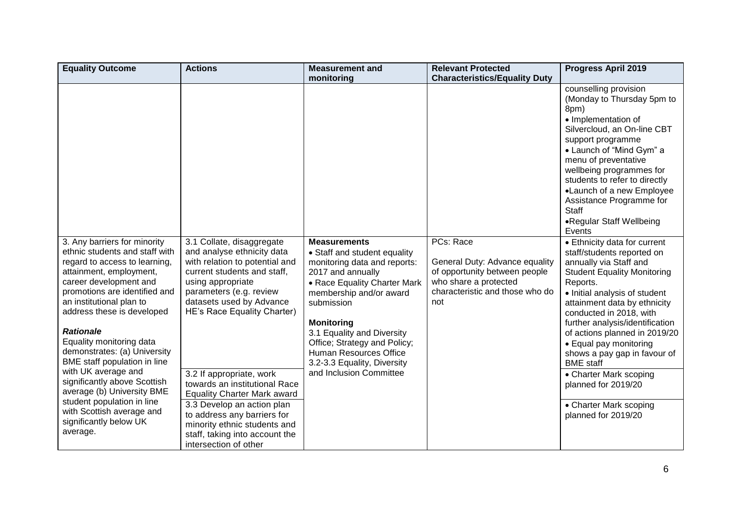| Equality Outcome | Actions | Measurement and monitoring | Relevant Protected Characteristics/Equality Duty | Progress April 2019 |
|---|---|---|---|---|
| | | | | counselling provision (Monday to Thursday 5pm to 8pm)<br>• Implementation of Silvercloud, an On-line CBT support programme<br>• Launch of "Mind Gym" a menu of preventative wellbeing programmes for students to refer to directly<br>• Launch of a new Employee Assistance Programme for Staff<br>• Regular Staff Wellbeing Events |
| 3. Any barriers for minority ethnic students and staff with regard to access to learning, attainment, employment, career development and promotions are identified and an institutional plan to address these is developed<br><br>***Rationale***<br>Equality monitoring data demonstrates: (a) University BME staff population in line with UK average and significantly above Scottish average (b) University BME student population in line with Scottish average and significantly below UK average. | 3.1 Collate, disaggregate and analyse ethnicity data with relation to potential and current students and staff, using appropriate parameters (e.g. review datasets used by Advance HE's Race Equality Charter) | **Measurements**<br>• Staff and student equality monitoring data and reports: 2017 and annually<br>• Race Equality Charter Mark membership and/or award submission<br><br>**Monitoring**<br>3.1 Equality and Diversity Office; Strategy and Policy; Human Resources Office<br>3.2-3.3 Equality, Diversity and Inclusion Committee | PCs: Race<br><br>General Duty: Advance equality of opportunity between people who share a protected characteristic and those who do not | • Ethnicity data for current staff/students reported on annually via Staff and Student Equality Monitoring Reports.<br>• Initial analysis of student attainment data by ethnicity conducted in 2018, with further analysis/identification of actions planned in 2019/20<br>• Equal pay monitoring shows a pay gap in favour of BME staff |
| | 3.2 If appropriate, work towards an institutional Race Equality Charter Mark award | | | • Charter Mark scoping planned for 2019/20 |
| | 3.3 Develop an action plan to address any barriers for minority ethnic students and staff, taking into account the intersection of other | | | • Charter Mark scoping planned for 2019/20 |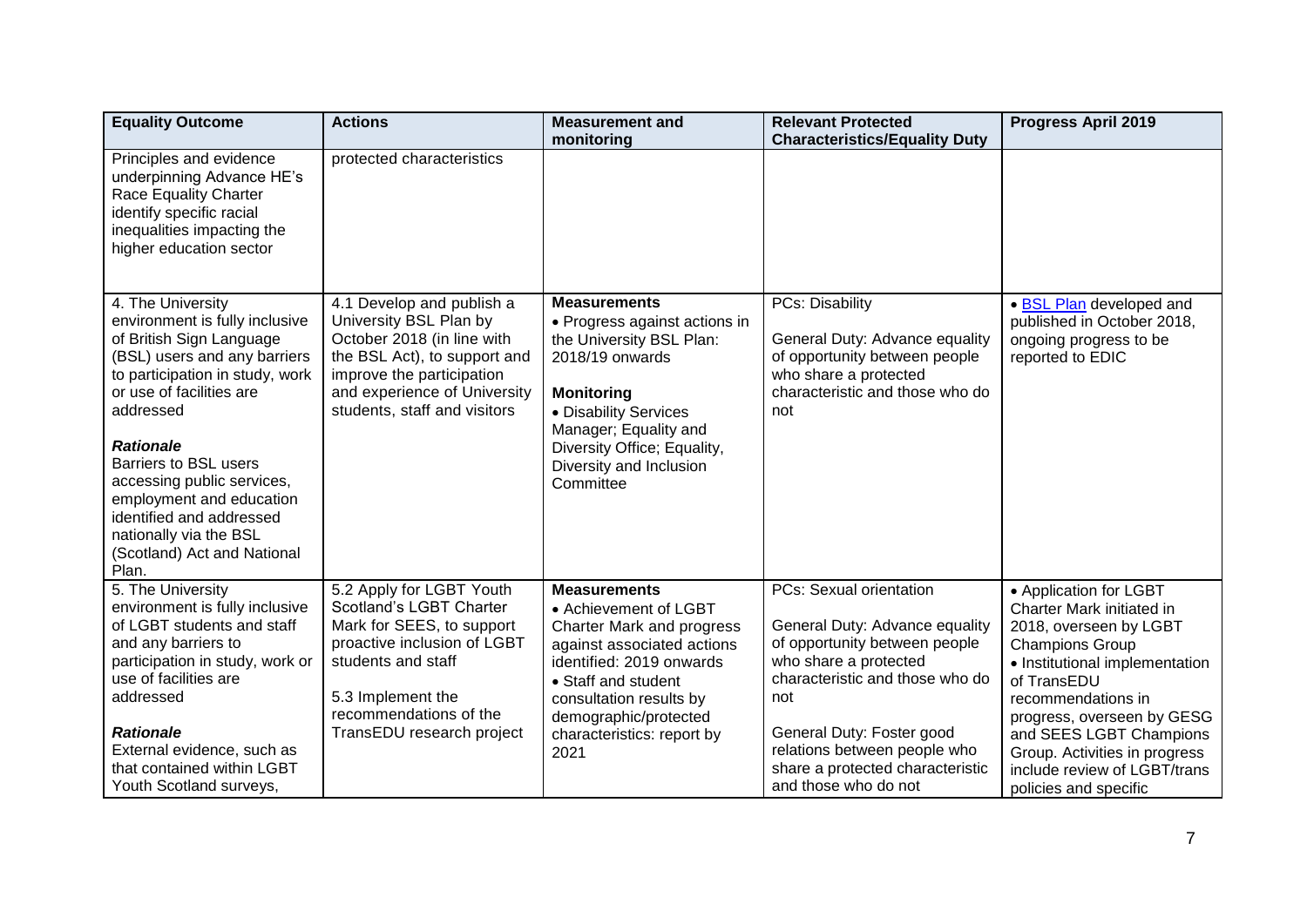| Equality Outcome | Actions | Measurement and monitoring | Relevant Protected Characteristics/Equality Duty | Progress April 2019 |
|---|---|---|---|---|
| Principles and evidence underpinning Advance HE's Race Equality Charter identify specific racial inequalities impacting the higher education sector | protected characteristics | | | |
| 4. The University environment is fully inclusive of British Sign Language (BSL) users and any barriers to participation in study, work or use of facilities are addressed<br><br>***Rationale***<br>Barriers to BSL users accessing public services, employment and education identified and addressed nationally via the BSL (Scotland) Act and National Plan. | 4.1 Develop and publish a University BSL Plan by October 2018 (in line with the BSL Act), to support and improve the participation and experience of University students, staff and visitors | **Measurements**<br>• Progress against actions in the University BSL Plan: 2018/19 onwards<br><br>**Monitoring**<br>• Disability Services Manager; Equality and Diversity Office; Equality, Diversity and Inclusion Committee | PCs: Disability<br><br>General Duty: Advance equality of opportunity between people who share a protected characteristic and those who do not | • BSL Plan developed and published in October 2018, ongoing progress to be reported to EDIC |
| 5. The University environment is fully inclusive of LGBT students and staff and any barriers to participation in study, work or use of facilities are addressed<br><br>***Rationale***<br>External evidence, such as that contained within LGBT Youth Scotland surveys, | 5.2 Apply for LGBT Youth Scotland's LGBT Charter Mark for SEES, to support proactive inclusion of LGBT students and staff<br><br>5.3 Implement the recommendations of the TransEDU research project | **Measurements**<br>• Achievement of LGBT Charter Mark and progress against associated actions identified: 2019 onwards<br>• Staff and student consultation results by demographic/protected characteristics: report by 2021 | PCs: Sexual orientation<br><br>General Duty: Advance equality of opportunity between people who share a protected characteristic and those who do not<br><br>General Duty: Foster good relations between people who share a protected characteristic and those who do not | • Application for LGBT Charter Mark initiated in 2018, overseen by LGBT Champions Group<br>• Institutional implementation of TransEDU recommendations in progress, overseen by GESG and SEES LGBT Champions Group. Activities in progress include review of LGBT/trans policies and specific |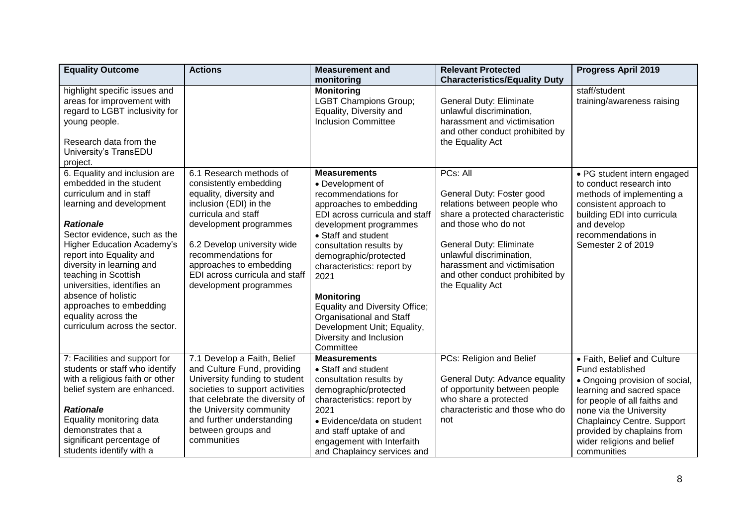| Equality Outcome | Actions | Measurement and monitoring | Relevant Protected Characteristics/Equality Duty | Progress April 2019 |
|---|---|---|---|---|
| highlight specific issues and areas for improvement with regard to LGBT inclusivity for young people.<br><br>Research data from the University's TransEDU project. | | **Monitoring**<br>LGBT Champions Group; Equality, Diversity and Inclusion Committee | General Duty: Eliminate unlawful discrimination, harassment and victimisation and other conduct prohibited by the Equality Act | staff/student training/awareness raising |
| 6. Equality and inclusion are embedded in the student curriculum and in staff learning and development<br><br>***Rationale***<br>Sector evidence, such as the Higher Education Academy's report into Equality and diversity in learning and teaching in Scottish universities, identifies an absence of holistic approaches to embedding equality across the curriculum across the sector. | 6.1 Research methods of consistently embedding equality, diversity and inclusion (EDI) in the curricula and staff development programmes<br><br>6.2 Develop university wide recommendations for approaches to embedding EDI across curricula and staff development programmes | **Measurements**<br>• Development of recommendations for approaches to embedding EDI across curricula and staff development programmes<br>• Staff and student consultation results by demographic/protected characteristics: report by 2021<br><br>**Monitoring**<br>Equality and Diversity Office; Organisational and Staff Development Unit; Equality, Diversity and Inclusion Committee | PCs: All<br><br>General Duty: Foster good relations between people who share a protected characteristic and those who do not<br><br>General Duty: Eliminate unlawful discrimination, harassment and victimisation and other conduct prohibited by the Equality Act | • PG student intern engaged to conduct research into methods of implementing a consistent approach to building EDI into curricula and develop recommendations in Semester 2 of 2019 |
| 7: Facilities and support for students or staff who identify with a religious faith or other belief system are enhanced.<br><br>***Rationale***<br>Equality monitoring data demonstrates that a significant percentage of students identify with a | 7.1 Develop a Faith, Belief and Culture Fund, providing University funding to student societies to support activities that celebrate the diversity of the University community and further understanding between groups and communities | **Measurements**<br>• Staff and student consultation results by demographic/protected characteristics: report by 2021<br>• Evidence/data on student and staff uptake of and engagement with Interfaith and Chaplaincy services and | PCs: Religion and Belief<br><br>General Duty: Advance equality of opportunity between people who share a protected characteristic and those who do not | • Faith, Belief and Culture Fund established<br>• Ongoing provision of social, learning and sacred space for people of all faiths and none via the University Chaplaincy Centre. Support provided by chaplains from wider religions and belief communities |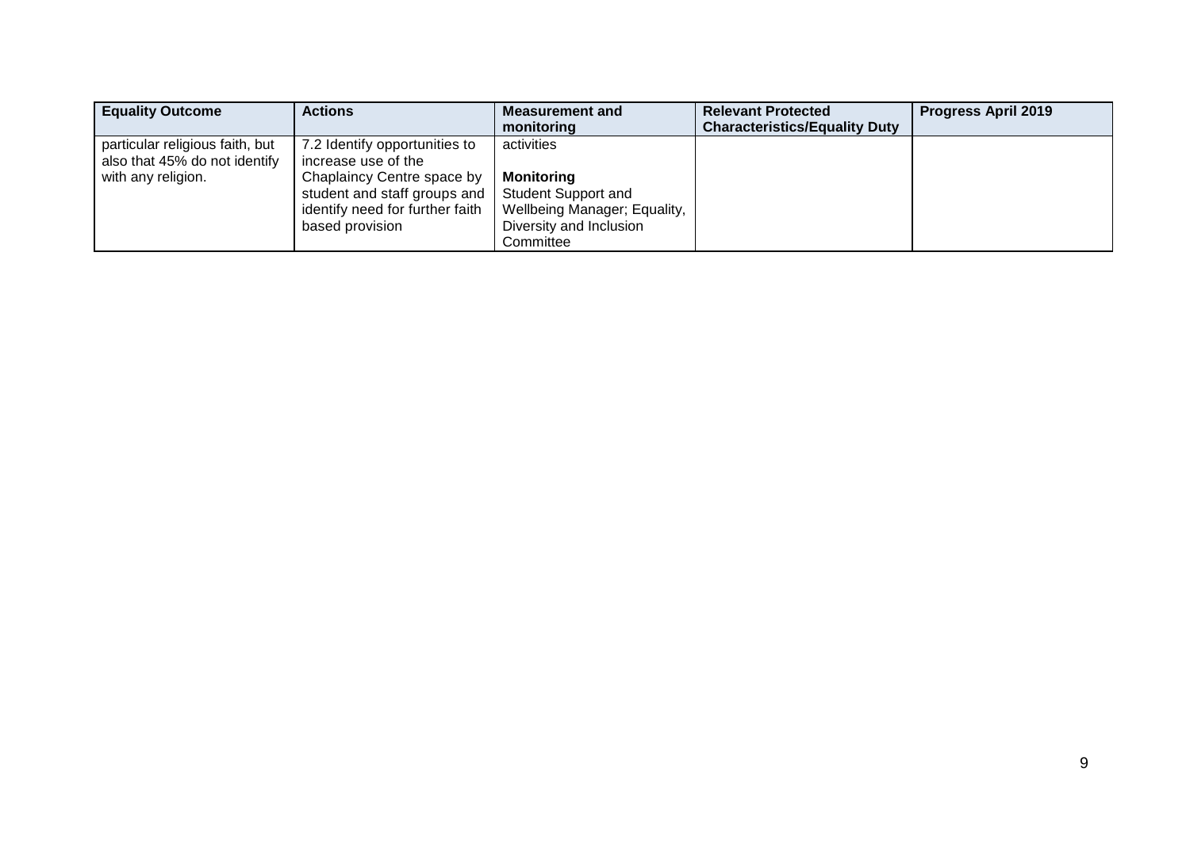| Equality Outcome | Actions | Measurement and monitoring | Relevant Protected Characteristics/Equality Duty | Progress April 2019 |
|---|---|---|---|---|
| particular religious faith, but also that 45% do not identify with any religion. | 7.2 Identify opportunities to increase use of the Chaplaincy Centre space by student and staff groups and identify need for further faith based provision | activities<br><br>**Monitoring**<br>Student Support and Wellbeing Manager; Equality, Diversity and Inclusion Committee | | |